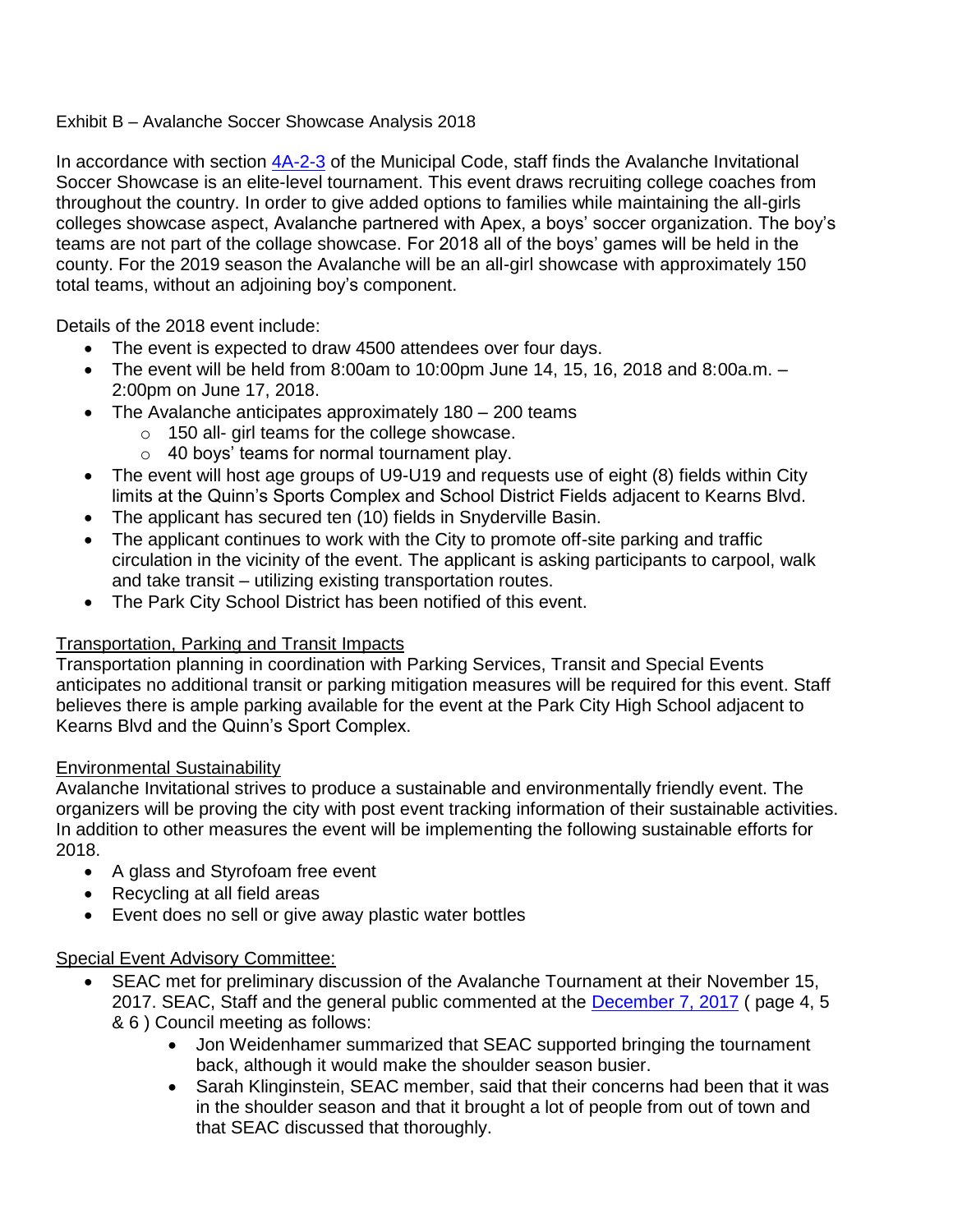Exhibit B – Avalanche Soccer Showcase Analysis 2018

In accordance with section 4A-2-3 of the Municipal Code, staff finds the Avalanche Invitational Soccer Showcase is an elite-level tournament. This event draws recruiting college coaches from throughout the country. In order to give added options to families while maintaining the all-girls colleges showcase aspect, Avalanche partnered with Apex, a boys' soccer organization. The boy's teams are not part of the collage showcase. For 2018 all of the boys' games will be held in the county. For the 2019 season the Avalanche will be an all-girl showcase with approximately 150 total teams, without an adjoining boy's component.

Details of the 2018 event include:

- The event is expected to draw 4500 attendees over four days.
- The event will be held from 8:00am to 10:00pm June 14, 15, 16, 2018 and 8:00a.m. – 2:00pm on June 17, 2018.
- The Avalanche anticipates approximately 180 – 200 teams
  - 150 all- girl teams for the college showcase.
  - 40 boys' teams for normal tournament play.
- The event will host age groups of U9-U19 and requests use of eight (8) fields within City limits at the Quinn's Sports Complex and School District Fields adjacent to Kearns Blvd.
- The applicant has secured ten (10) fields in Snyderville Basin.
- The applicant continues to work with the City to promote off-site parking and traffic circulation in the vicinity of the event. The applicant is asking participants to carpool, walk and take transit – utilizing existing transportation routes.
- The Park City School District has been notified of this event.

Transportation, Parking and Transit Impacts

Transportation planning in coordination with Parking Services, Transit and Special Events anticipates no additional transit or parking mitigation measures will be required for this event. Staff believes there is ample parking available for the event at the Park City High School adjacent to Kearns Blvd and the Quinn's Sport Complex.

Environmental Sustainability

Avalanche Invitational strives to produce a sustainable and environmentally friendly event. The organizers will be proving the city with post event tracking information of their sustainable activities. In addition to other measures the event will be implementing the following sustainable efforts for 2018.

- A glass and Styrofoam free event
- Recycling at all field areas
- Event does no sell or give away plastic water bottles

Special Event Advisory Committee:

- SEAC met for preliminary discussion of the Avalanche Tournament at their November 15, 2017. SEAC, Staff and the general public commented at the December 7, 2017 ( page 4, 5 & 6 ) Council meeting as follows:
  - Jon Weidenhamer summarized that SEAC supported bringing the tournament back, although it would make the shoulder season busier.
  - Sarah Klinginstein, SEAC member, said that their concerns had been that it was in the shoulder season and that it brought a lot of people from out of town and that SEAC discussed that thoroughly.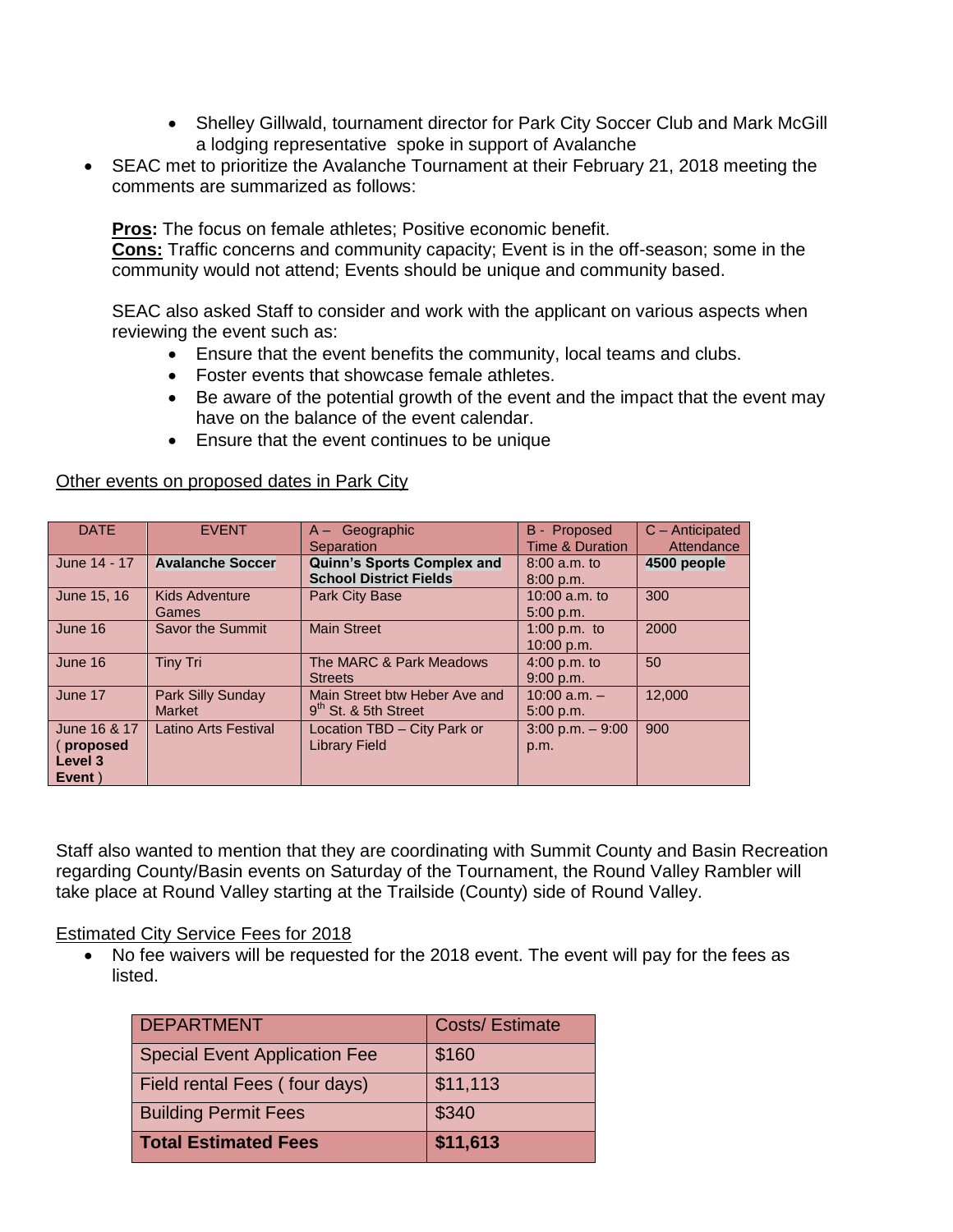- Shelley Gillwald, tournament director for Park City Soccer Club and Mark McGill a lodging representative spoke in support of Avalanche
- SEAC met to prioritize the Avalanche Tournament at their February 21, 2018 meeting the comments are summarized as follows:

  **Pros:** The focus on female athletes; Positive economic benefit.
  **Cons:** Traffic concerns and community capacity; Event is in the off-season; some in the community would not attend; Events should be unique and community based.

  SEAC also asked Staff to consider and work with the applicant on various aspects when reviewing the event such as:
    - Ensure that the event benefits the community, local teams and clubs.
    - Foster events that showcase female athletes.
    - Be aware of the potential growth of the event and the impact that the event may have on the balance of the event calendar.
    - Ensure that the event continues to be unique

Other events on proposed dates in Park City

| DATE | EVENT | A – Geographic Separation | B - Proposed Time & Duration | C – Anticipated Attendance |
|---|---|---|---|---|
| June 14 - 17 | **Avalanche Soccer** | **Quinn's Sports Complex and School District Fields** | 8:00 a.m. to 8:00 p.m. | **4500 people** |
| June 15, 16 | Kids Adventure Games | Park City Base | 10:00 a.m. to 5:00 p.m. | 300 |
| June 16 | Savor the Summit | Main Street | 1:00 p.m. to 10:00 p.m. | 2000 |
| June 16 | Tiny Tri | The MARC & Park Meadows Streets | 4:00 p.m. to 9:00 p.m. | 50 |
| June 17 | Park Silly Sunday Market | Main Street btw Heber Ave and 9th St. & 5th Street | 10:00 a.m. – 5:00 p.m. | 12,000 |
| June 16 & 17 ( **proposed Level 3 Event** ) | Latino Arts Festival | Location TBD – City Park or Library Field | 3:00 p.m. – 9:00 p.m. | 900 |

Staff also wanted to mention that they are coordinating with Summit County and Basin Recreation regarding County/Basin events on Saturday of the Tournament, the Round Valley Rambler will take place at Round Valley starting at the Trailside (County) side of Round Valley.

Estimated City Service Fees for 2018

- No fee waivers will be requested for the 2018 event. The event will pay for the fees as listed.

| DEPARTMENT | Costs/ Estimate |
|---|---|
| Special Event Application Fee | $160 |
| Field rental Fees ( four days) | $11,113 |
| Building Permit Fees | $340 |
| **Total Estimated Fees** | **$11,613** |